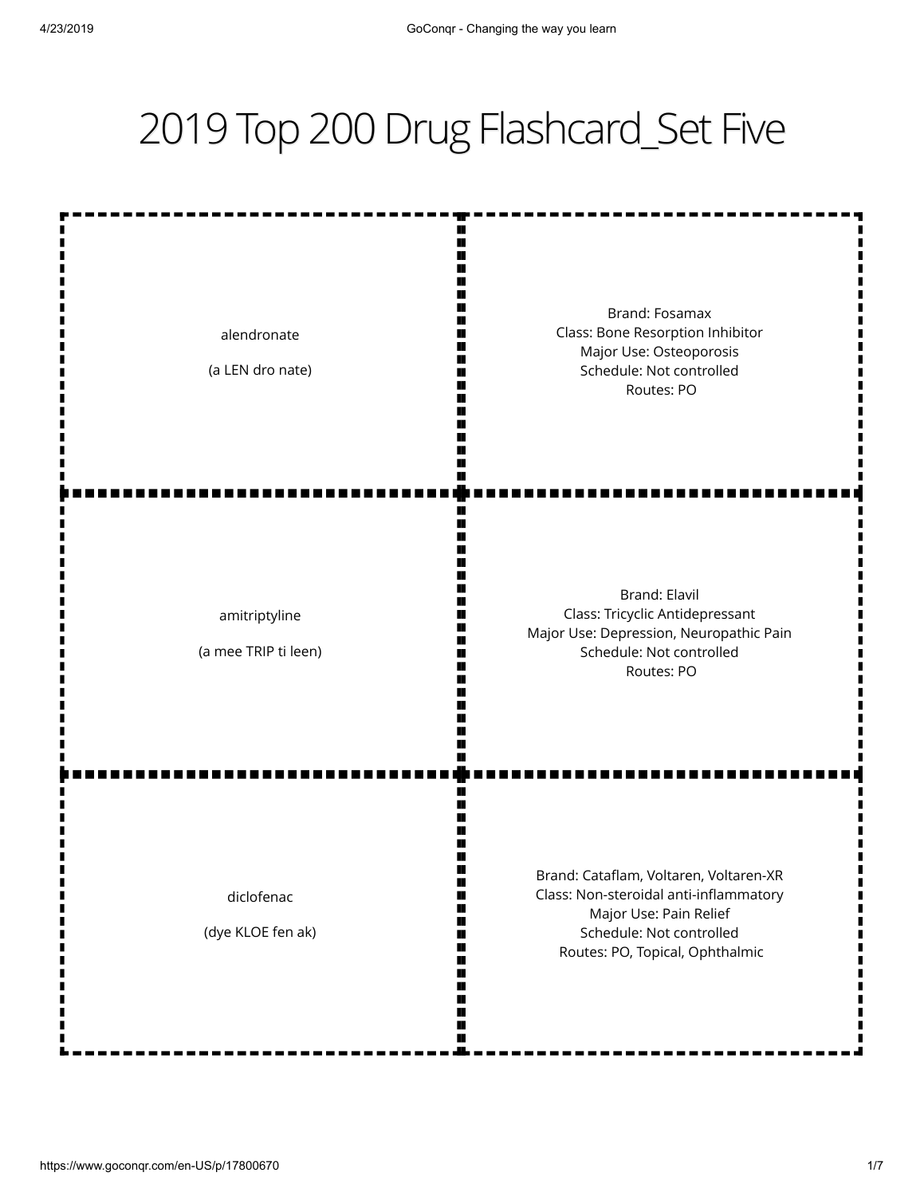# 2019 Top 200 Drug Flashcard_Set Five

| Front | Back |
| --- | --- |
| alendronate<br><br>(a LEN dro nate) | Brand: Fosamax<br>Class: Bone Resorption Inhibitor<br>Major Use: Osteoporosis<br>Schedule: Not controlled<br>Routes: PO |
| amitriptyline<br><br>(a mee TRIP ti leen) | Brand: Elavil<br>Class: Tricyclic Antidepressant<br>Major Use: Depression, Neuropathic Pain<br>Schedule: Not controlled<br>Routes: PO |
| diclofenac<br><br>(dye KLOE fen ak) | Brand: Cataflam, Voltaren, Voltaren-XR<br>Class: Non-steroidal anti-inflammatory<br>Major Use: Pain Relief<br>Schedule: Not controlled<br>Routes: PO, Topical, Ophthalmic |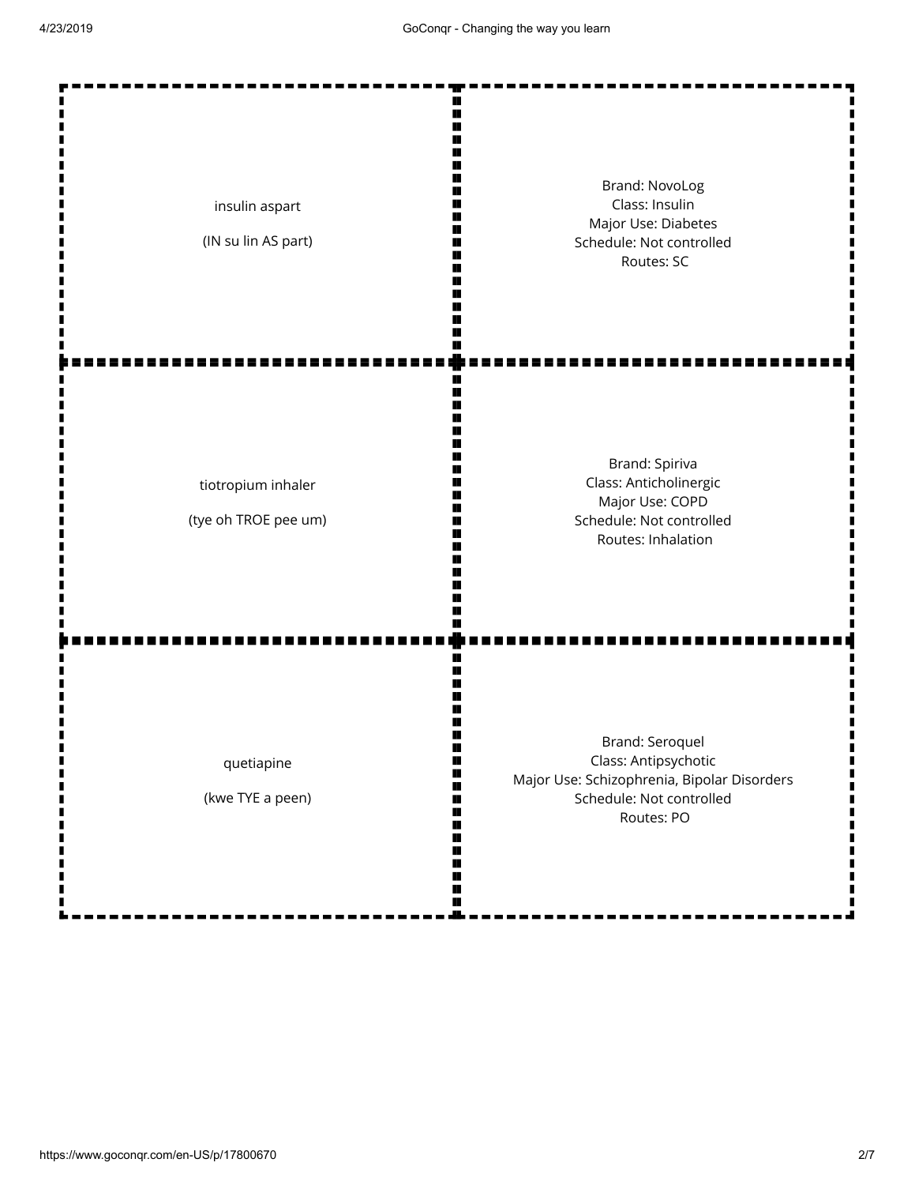| | |
|---|---|
| insulin aspart<br><br>(IN su lin AS part) | Brand: NovoLog<br>Class: Insulin<br>Major Use: Diabetes<br>Schedule: Not controlled<br>Routes: SC |
| tiotropium inhaler<br><br>(tye oh TROE pee um) | Brand: Spiriva<br>Class: Anticholinergic<br>Major Use: COPD<br>Schedule: Not controlled<br>Routes: Inhalation |
| quetiapine<br><br>(kwe TYE a peen) | Brand: Seroquel<br>Class: Antipsychotic<br>Major Use: Schizophrenia, Bipolar Disorders<br>Schedule: Not controlled<br>Routes: PO |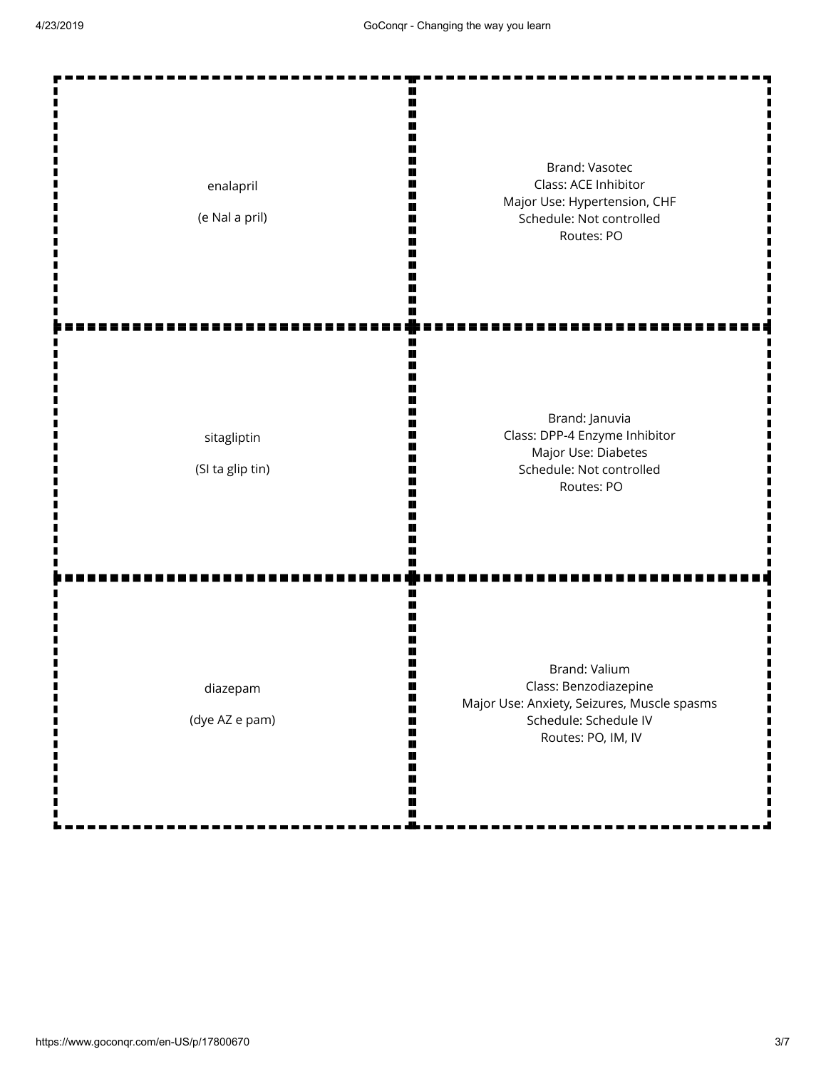| Term | Definition |
| --- | --- |
| enalapril<br><br>(e Nal a pril) | Brand: Vasotec<br>Class: ACE Inhibitor<br>Major Use: Hypertension, CHF<br>Schedule: Not controlled<br>Routes: PO |
| sitagliptin<br><br>(SI ta glip tin) | Brand: Januvia<br>Class: DPP-4 Enzyme Inhibitor<br>Major Use: Diabetes<br>Schedule: Not controlled<br>Routes: PO |
| diazepam<br><br>(dye AZ e pam) | Brand: Valium<br>Class: Benzodiazepine<br>Major Use: Anxiety, Seizures, Muscle spasms<br>Schedule: Schedule IV<br>Routes: PO, IM, IV |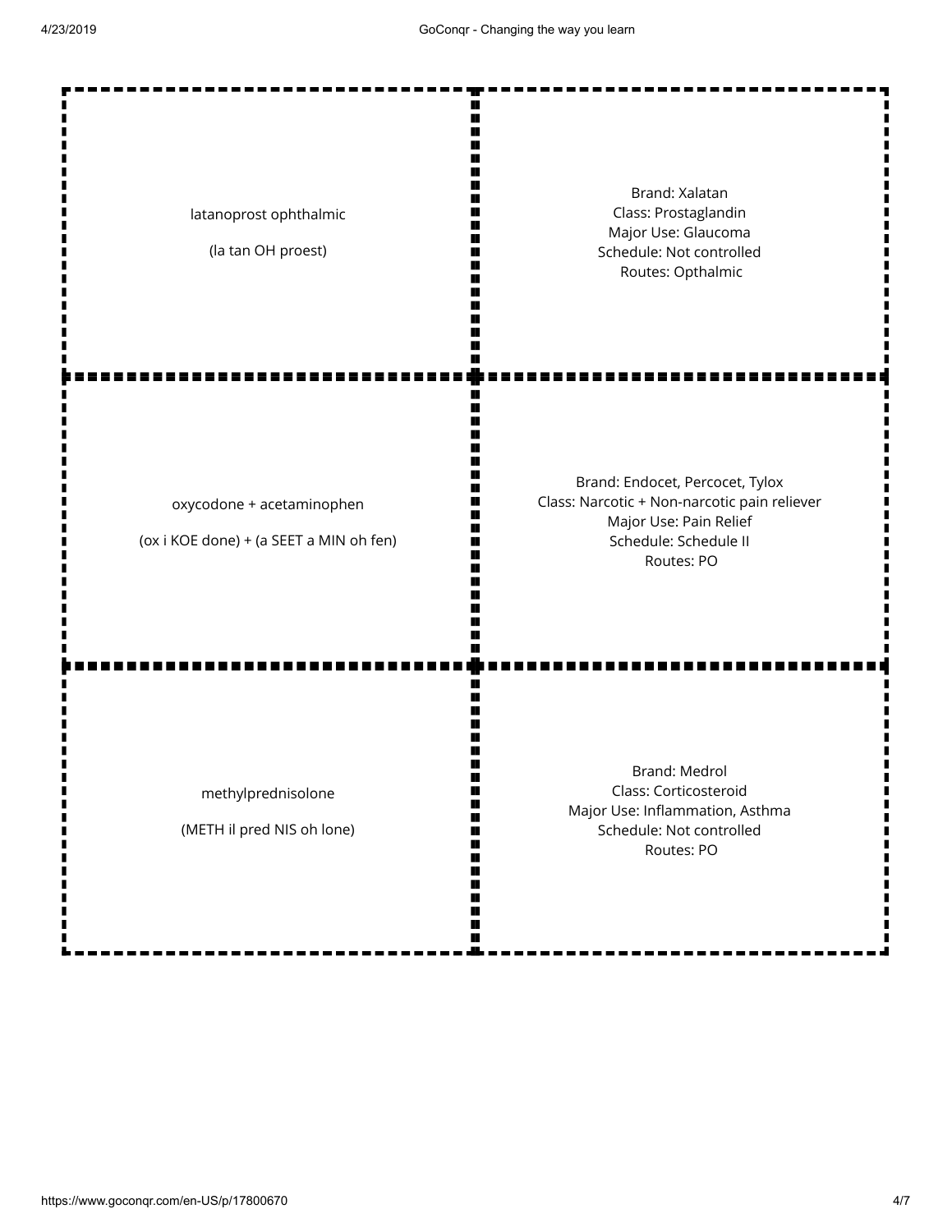| | |
|---|---|
| latanoprost ophthalmic<br><br>(la tan OH proest) | Brand: Xalatan<br>Class: Prostaglandin<br>Major Use: Glaucoma<br>Schedule: Not controlled<br>Routes: Opthalmic |
| oxycodone + acetaminophen<br><br>(ox i KOE done) + (a SEET a MIN oh fen) | Brand: Endocet, Percocet, Tylox<br>Class: Narcotic + Non-narcotic pain reliever<br>Major Use: Pain Relief<br>Schedule: Schedule II<br>Routes: PO |
| methylprednisolone<br><br>(METH il pred NIS oh lone) | Brand: Medrol<br>Class: Corticosteroid<br>Major Use: Inflammation, Asthma<br>Schedule: Not controlled<br>Routes: PO |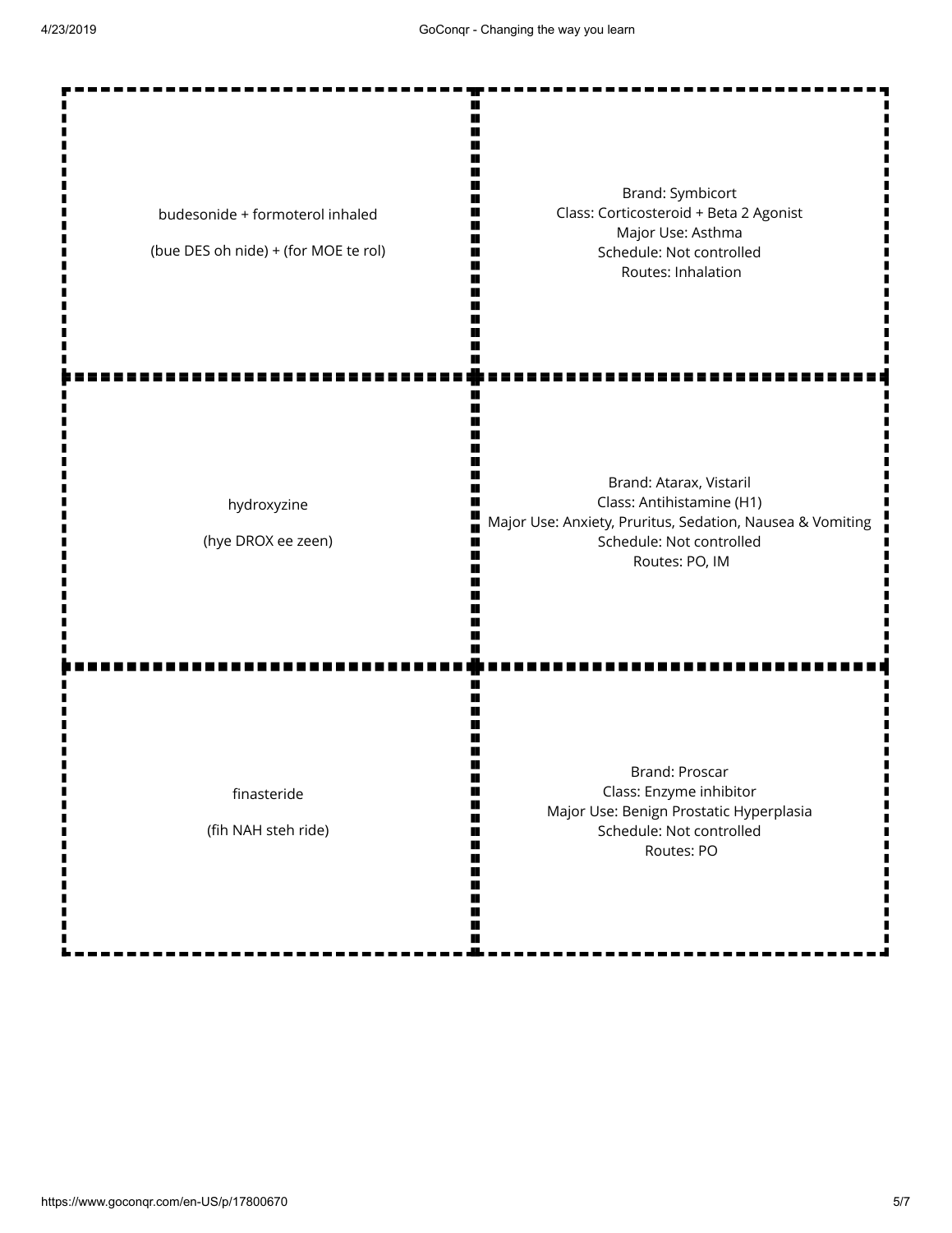| Term | Definition |
| --- | --- |
| budesonide + formoterol inhaled<br><br>(bue DES oh nide) + (for MOE te rol) | Brand: Symbicort<br>Class: Corticosteroid + Beta 2 Agonist<br>Major Use: Asthma<br>Schedule: Not controlled<br>Routes: Inhalation |
| hydroxyzine<br><br>(hye DROX ee zeen) | Brand: Atarax, Vistaril<br>Class: Antihistamine (H1)<br>Major Use: Anxiety, Pruritus, Sedation, Nausea & Vomiting<br>Schedule: Not controlled<br>Routes: PO, IM |
| finasteride<br><br>(fih NAH steh ride) | Brand: Proscar<br>Class: Enzyme inhibitor<br>Major Use: Benign Prostatic Hyperplasia<br>Schedule: Not controlled<br>Routes: PO |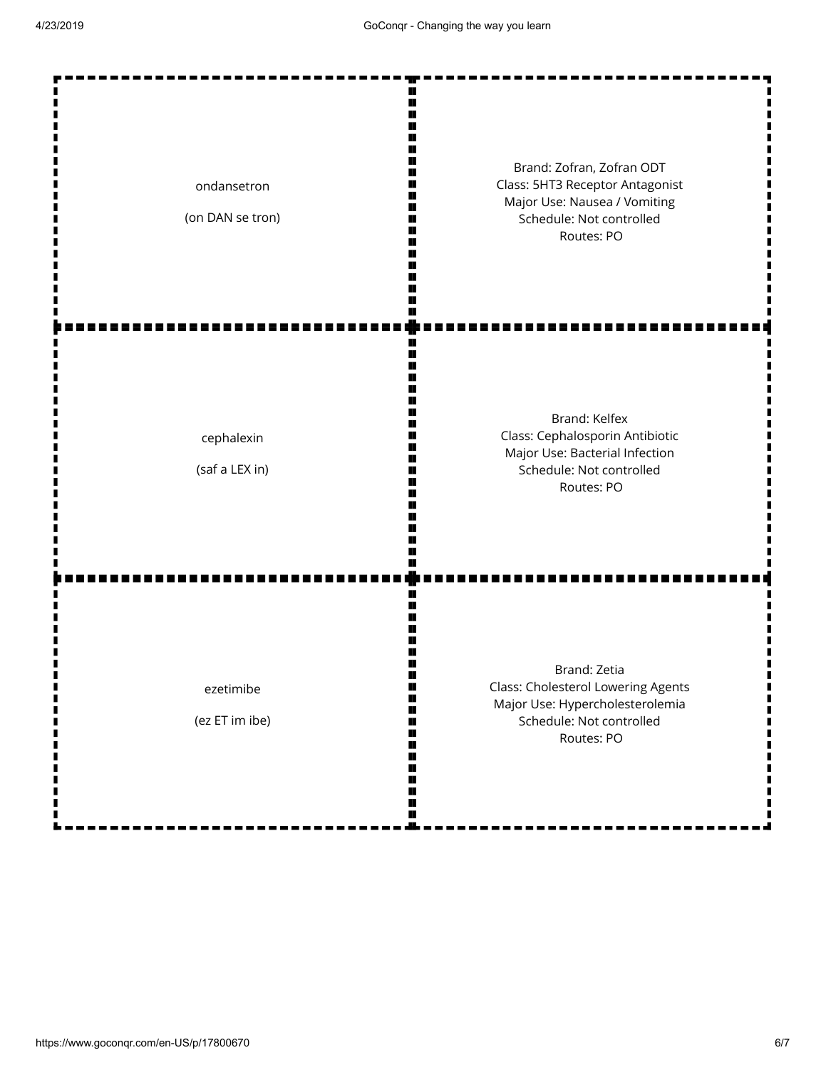| Drug | Details |
| --- | --- |
| ondansetron<br><br>(on DAN se tron) | Brand: Zofran, Zofran ODT<br>Class: 5HT3 Receptor Antagonist<br>Major Use: Nausea / Vomiting<br>Schedule: Not controlled<br>Routes: PO |
| cephalexin<br><br>(saf a LEX in) | Brand: Kelfex<br>Class: Cephalosporin Antibiotic<br>Major Use: Bacterial Infection<br>Schedule: Not controlled<br>Routes: PO |
| ezetimibe<br><br>(ez ET im ibe) | Brand: Zetia<br>Class: Cholesterol Lowering Agents<br>Major Use: Hypercholesterolemia<br>Schedule: Not controlled<br>Routes: PO |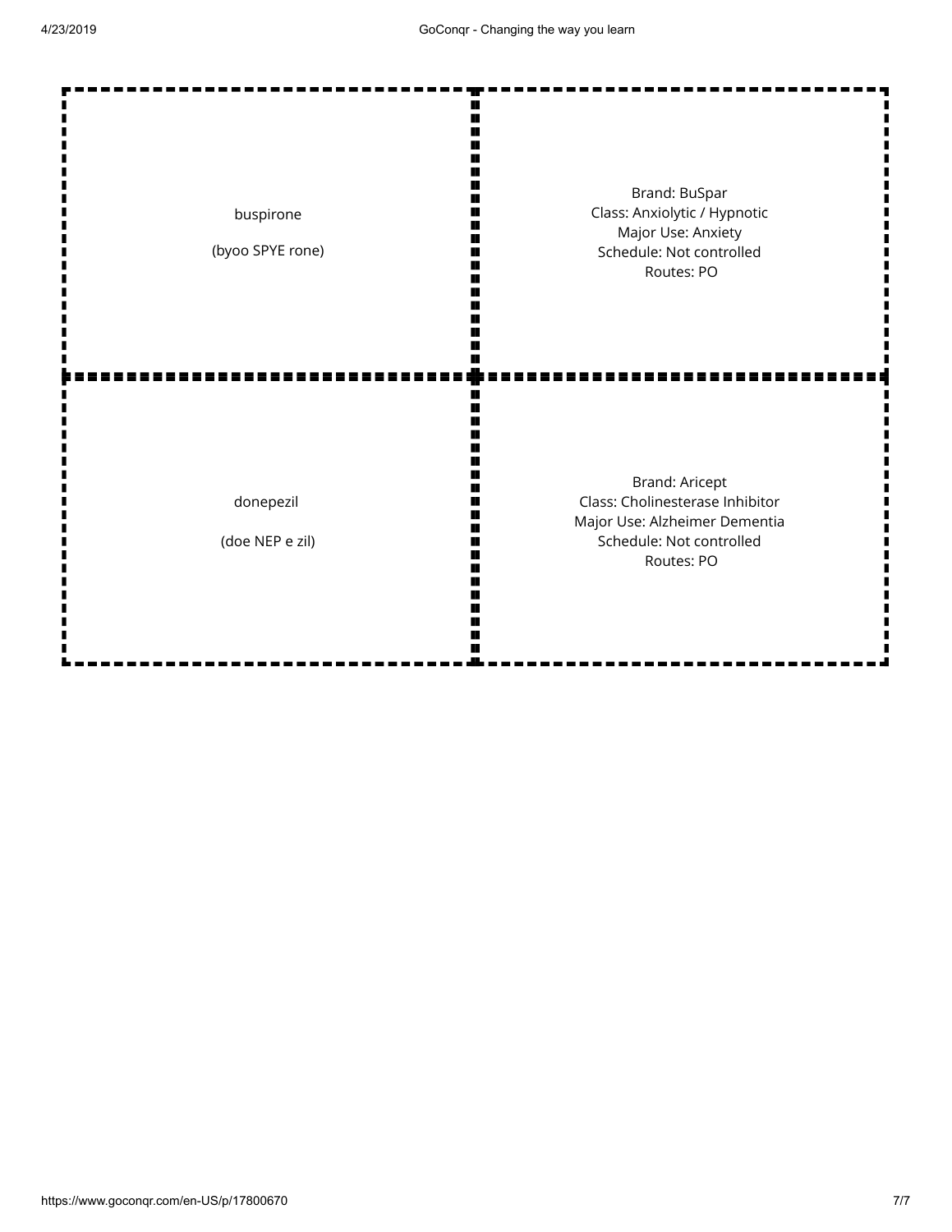| | |
|---|---|
| buspirone<br><br>(byoo SPYE rone) | Brand: BuSpar<br>Class: Anxiolytic / Hypnotic<br>Major Use: Anxiety<br>Schedule: Not controlled<br>Routes: PO |
| donepezil<br><br>(doe NEP e zil) | Brand: Aricept<br>Class: Cholinesterase Inhibitor<br>Major Use: Alzheimer Dementia<br>Schedule: Not controlled<br>Routes: PO |